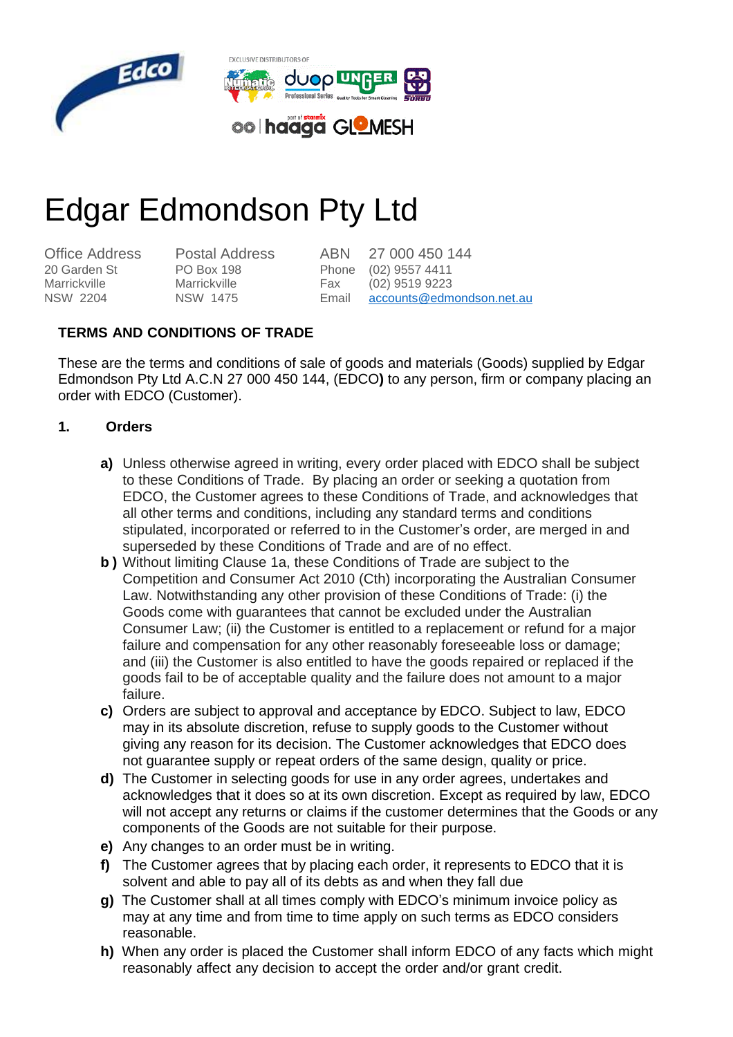EXCLUSIVE DISTRIBUTORS OF

# Edgar Edmondson Pty Ltd

| Office Address | Postal Address | ABN | 27 000 450 144 |
|---|---|---|---|
| 20 Garden St | PO Box 198 | Phone | (02) 9557 4411 |
| Marrickville | Marrickville | Fax | (02) 9519 9223 |
| NSW 2204 | NSW 1475 | Email | accounts@edmondson.net.au |

## TERMS AND CONDITIONS OF TRADE

These are the terms and conditions of sale of goods and materials (Goods) supplied by Edgar Edmondson Pty Ltd A.C.N 27 000 450 144, (EDCO**)** to any person, firm or company placing an order with EDCO (Customer).

### 1. Orders

- **a)** Unless otherwise agreed in writing, every order placed with EDCO shall be subject to these Conditions of Trade. By placing an order or seeking a quotation from EDCO, the Customer agrees to these Conditions of Trade, and acknowledges that all other terms and conditions, including any standard terms and conditions stipulated, incorporated or referred to in the Customer's order, are merged in and superseded by these Conditions of Trade and are of no effect.
- **b )** Without limiting Clause 1a, these Conditions of Trade are subject to the Competition and Consumer Act 2010 (Cth) incorporating the Australian Consumer Law. Notwithstanding any other provision of these Conditions of Trade: (i) the Goods come with guarantees that cannot be excluded under the Australian Consumer Law; (ii) the Customer is entitled to a replacement or refund for a major failure and compensation for any other reasonably foreseeable loss or damage; and (iii) the Customer is also entitled to have the goods repaired or replaced if the goods fail to be of acceptable quality and the failure does not amount to a major failure.
- **c)** Orders are subject to approval and acceptance by EDCO. Subject to law, EDCO may in its absolute discretion, refuse to supply goods to the Customer without giving any reason for its decision. The Customer acknowledges that EDCO does not guarantee supply or repeat orders of the same design, quality or price.
- **d)** The Customer in selecting goods for use in any order agrees, undertakes and acknowledges that it does so at its own discretion. Except as required by law, EDCO will not accept any returns or claims if the customer determines that the Goods or any components of the Goods are not suitable for their purpose.
- **e)** Any changes to an order must be in writing.
- **f)** The Customer agrees that by placing each order, it represents to EDCO that it is solvent and able to pay all of its debts as and when they fall due
- **g)** The Customer shall at all times comply with EDCO's minimum invoice policy as may at any time and from time to time apply on such terms as EDCO considers reasonable.
- **h)** When any order is placed the Customer shall inform EDCO of any facts which might reasonably affect any decision to accept the order and/or grant credit.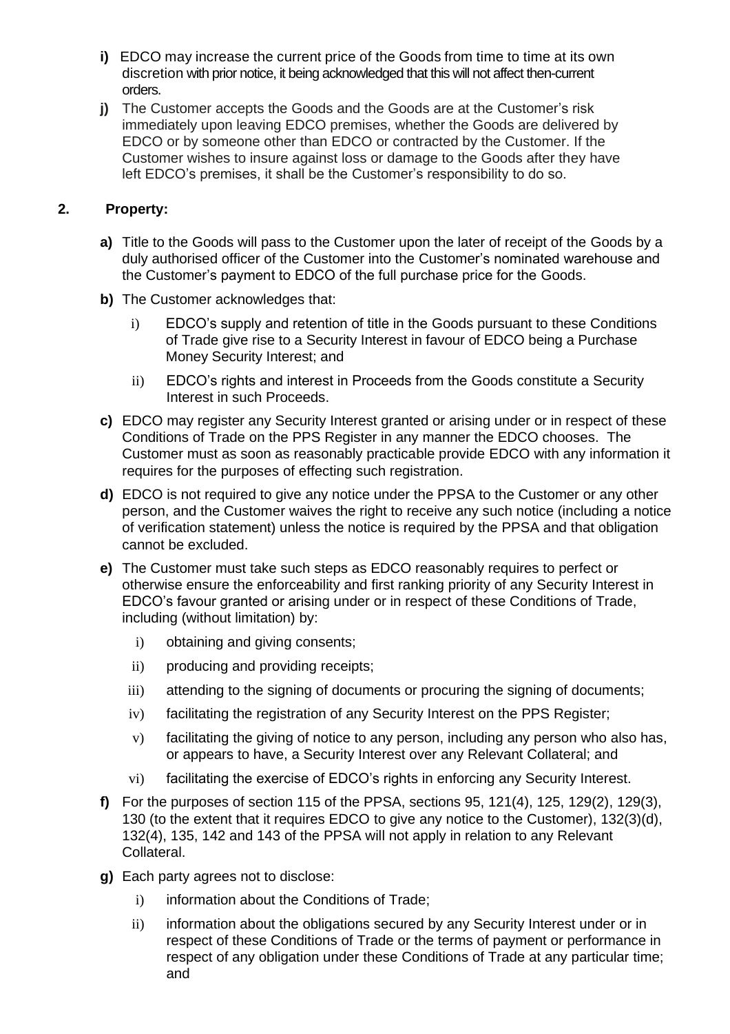**i)** EDCO may increase the current price of the Goods from time to time at its own discretion with prior notice, it being acknowledged that this will not affect then-current orders.

**j)** The Customer accepts the Goods and the Goods are at the Customer's risk immediately upon leaving EDCO premises, whether the Goods are delivered by EDCO or by someone other than EDCO or contracted by the Customer. If the Customer wishes to insure against loss or damage to the Goods after they have left EDCO's premises, it shall be the Customer's responsibility to do so.

**2. Property:**

**a)** Title to the Goods will pass to the Customer upon the later of receipt of the Goods by a duly authorised officer of the Customer into the Customer's nominated warehouse and the Customer's payment to EDCO of the full purchase price for the Goods.

**b)** The Customer acknowledges that:

i) EDCO's supply and retention of title in the Goods pursuant to these Conditions of Trade give rise to a Security Interest in favour of EDCO being a Purchase Money Security Interest; and

ii) EDCO's rights and interest in Proceeds from the Goods constitute a Security Interest in such Proceeds.

**c)** EDCO may register any Security Interest granted or arising under or in respect of these Conditions of Trade on the PPS Register in any manner the EDCO chooses. The Customer must as soon as reasonably practicable provide EDCO with any information it requires for the purposes of effecting such registration.

**d)** EDCO is not required to give any notice under the PPSA to the Customer or any other person, and the Customer waives the right to receive any such notice (including a notice of verification statement) unless the notice is required by the PPSA and that obligation cannot be excluded.

**e)** The Customer must take such steps as EDCO reasonably requires to perfect or otherwise ensure the enforceability and first ranking priority of any Security Interest in EDCO's favour granted or arising under or in respect of these Conditions of Trade, including (without limitation) by:

i) obtaining and giving consents;

ii) producing and providing receipts;

iii) attending to the signing of documents or procuring the signing of documents;

iv) facilitating the registration of any Security Interest on the PPS Register;

v) facilitating the giving of notice to any person, including any person who also has, or appears to have, a Security Interest over any Relevant Collateral; and

vi) facilitating the exercise of EDCO's rights in enforcing any Security Interest.

**f)** For the purposes of section 115 of the PPSA, sections 95, 121(4), 125, 129(2), 129(3), 130 (to the extent that it requires EDCO to give any notice to the Customer), 132(3)(d), 132(4), 135, 142 and 143 of the PPSA will not apply in relation to any Relevant Collateral.

**g)** Each party agrees not to disclose:

i) information about the Conditions of Trade;

ii) information about the obligations secured by any Security Interest under or in respect of these Conditions of Trade or the terms of payment or performance in respect of any obligation under these Conditions of Trade at any particular time; and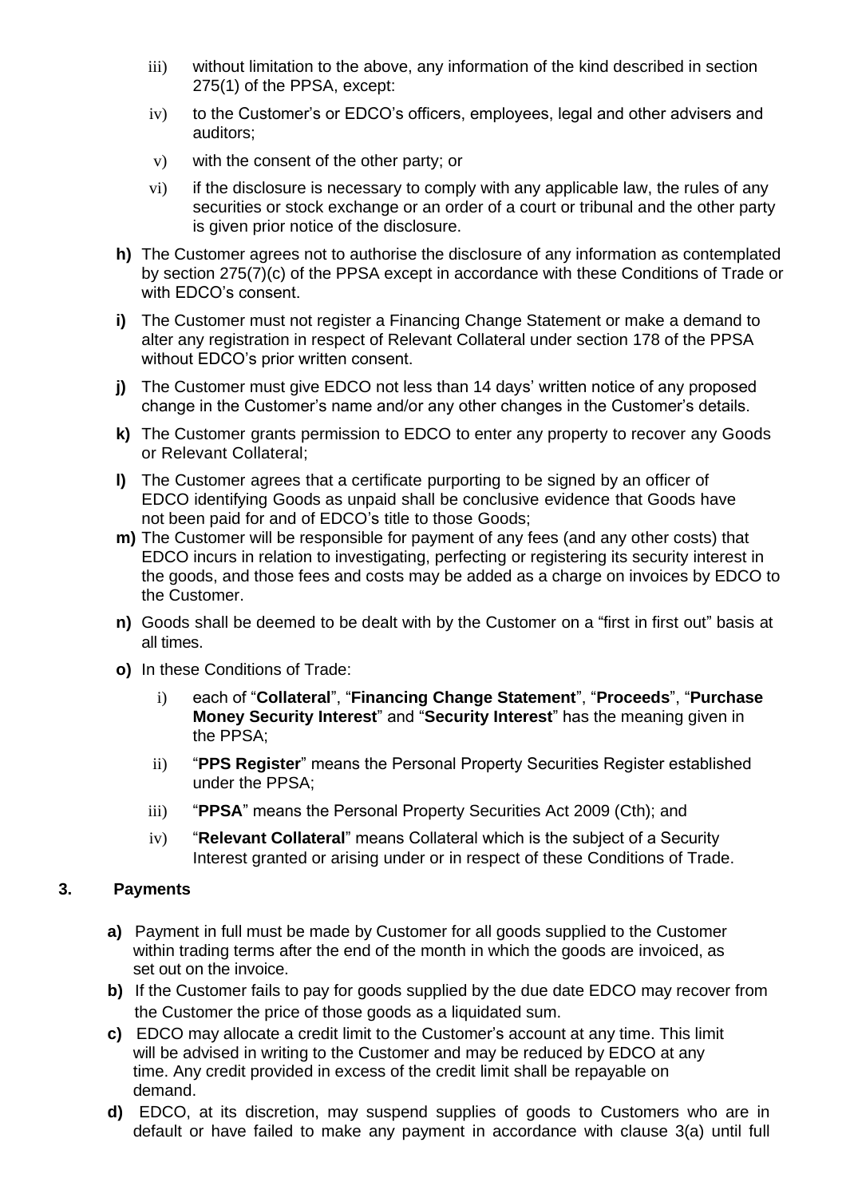iii) without limitation to the above, any information of the kind described in section 275(1) of the PPSA, except:

iv) to the Customer's or EDCO's officers, employees, legal and other advisers and auditors;

v) with the consent of the other party; or

vi) if the disclosure is necessary to comply with any applicable law, the rules of any securities or stock exchange or an order of a court or tribunal and the other party is given prior notice of the disclosure.

**h)** The Customer agrees not to authorise the disclosure of any information as contemplated by section 275(7)(c) of the PPSA except in accordance with these Conditions of Trade or with EDCO's consent.

**i)** The Customer must not register a Financing Change Statement or make a demand to alter any registration in respect of Relevant Collateral under section 178 of the PPSA without EDCO's prior written consent.

**j)** The Customer must give EDCO not less than 14 days' written notice of any proposed change in the Customer's name and/or any other changes in the Customer's details.

**k)** The Customer grants permission to EDCO to enter any property to recover any Goods or Relevant Collateral;

**l)** The Customer agrees that a certificate purporting to be signed by an officer of EDCO identifying Goods as unpaid shall be conclusive evidence that Goods have not been paid for and of EDCO's title to those Goods;

**m)** The Customer will be responsible for payment of any fees (and any other costs) that EDCO incurs in relation to investigating, perfecting or registering its security interest in the goods, and those fees and costs may be added as a charge on invoices by EDCO to the Customer.

**n)** Goods shall be deemed to be dealt with by the Customer on a "first in first out" basis at all times.

**o)** In these Conditions of Trade:

i) each of "**Collateral**", "**Financing Change Statement**", "**Proceeds**", "**Purchase Money Security Interest**" and "**Security Interest**" has the meaning given in the PPSA;

ii) "**PPS Register**" means the Personal Property Securities Register established under the PPSA;

iii) "**PPSA**" means the Personal Property Securities Act 2009 (Cth); and

iv) "**Relevant Collateral**" means Collateral which is the subject of a Security Interest granted or arising under or in respect of these Conditions of Trade.

## 3. Payments

**a)** Payment in full must be made by Customer for all goods supplied to the Customer within trading terms after the end of the month in which the goods are invoiced, as set out on the invoice.

**b)** If the Customer fails to pay for goods supplied by the due date EDCO may recover from the Customer the price of those goods as a liquidated sum.

**c)** EDCO may allocate a credit limit to the Customer's account at any time. This limit will be advised in writing to the Customer and may be reduced by EDCO at any time. Any credit provided in excess of the credit limit shall be repayable on demand.

**d)** EDCO, at its discretion, may suspend supplies of goods to Customers who are in default or have failed to make any payment in accordance with clause 3(a) until full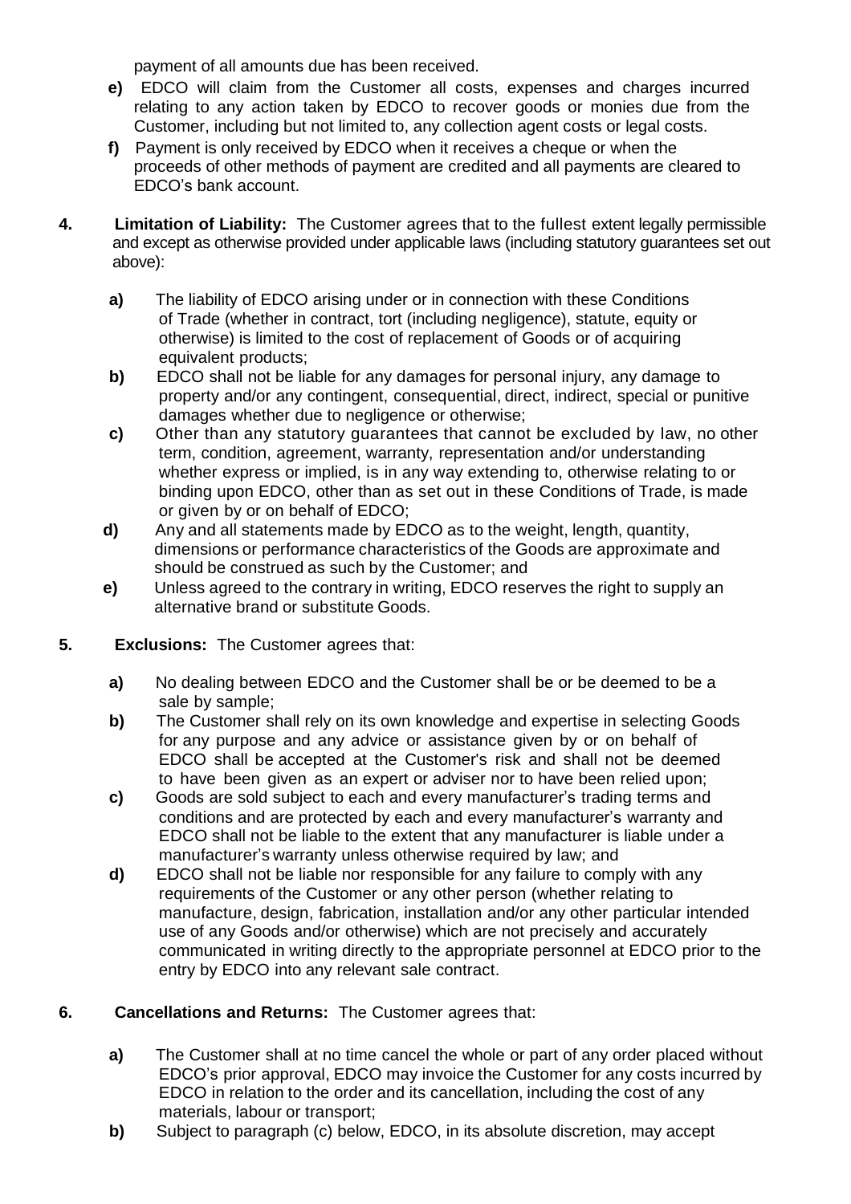payment of all amounts due has been received.

- **e)** EDCO will claim from the Customer all costs, expenses and charges incurred relating to any action taken by EDCO to recover goods or monies due from the Customer, including but not limited to, any collection agent costs or legal costs.
- **f)** Payment is only received by EDCO when it receives a cheque or when the proceeds of other methods of payment are credited and all payments are cleared to EDCO's bank account.

**4. Limitation of Liability:** The Customer agrees that to the fullest extent legally permissible and except as otherwise provided under applicable laws (including statutory guarantees set out above):

- **a)** The liability of EDCO arising under or in connection with these Conditions of Trade (whether in contract, tort (including negligence), statute, equity or otherwise) is limited to the cost of replacement of Goods or of acquiring equivalent products;
- **b)** EDCO shall not be liable for any damages for personal injury, any damage to property and/or any contingent, consequential, direct, indirect, special or punitive damages whether due to negligence or otherwise;
- **c)** Other than any statutory guarantees that cannot be excluded by law, no other term, condition, agreement, warranty, representation and/or understanding whether express or implied, is in any way extending to, otherwise relating to or binding upon EDCO, other than as set out in these Conditions of Trade, is made or given by or on behalf of EDCO;
- **d)** Any and all statements made by EDCO as to the weight, length, quantity, dimensions or performance characteristics of the Goods are approximate and should be construed as such by the Customer; and
- **e)** Unless agreed to the contrary in writing, EDCO reserves the right to supply an alternative brand or substitute Goods.

**5. Exclusions:** The Customer agrees that:

- **a)** No dealing between EDCO and the Customer shall be or be deemed to be a sale by sample;
- **b)** The Customer shall rely on its own knowledge and expertise in selecting Goods for any purpose and any advice or assistance given by or on behalf of EDCO shall be accepted at the Customer's risk and shall not be deemed to have been given as an expert or adviser nor to have been relied upon;
- **c)** Goods are sold subject to each and every manufacturer's trading terms and conditions and are protected by each and every manufacturer's warranty and EDCO shall not be liable to the extent that any manufacturer is liable under a manufacturer's warranty unless otherwise required by law; and
- **d)** EDCO shall not be liable nor responsible for any failure to comply with any requirements of the Customer or any other person (whether relating to manufacture, design, fabrication, installation and/or any other particular intended use of any Goods and/or otherwise) which are not precisely and accurately communicated in writing directly to the appropriate personnel at EDCO prior to the entry by EDCO into any relevant sale contract.

**6. Cancellations and Returns:** The Customer agrees that:

- **a)** The Customer shall at no time cancel the whole or part of any order placed without EDCO's prior approval, EDCO may invoice the Customer for any costs incurred by EDCO in relation to the order and its cancellation, including the cost of any materials, labour or transport;
- **b)** Subject to paragraph (c) below, EDCO, in its absolute discretion, may accept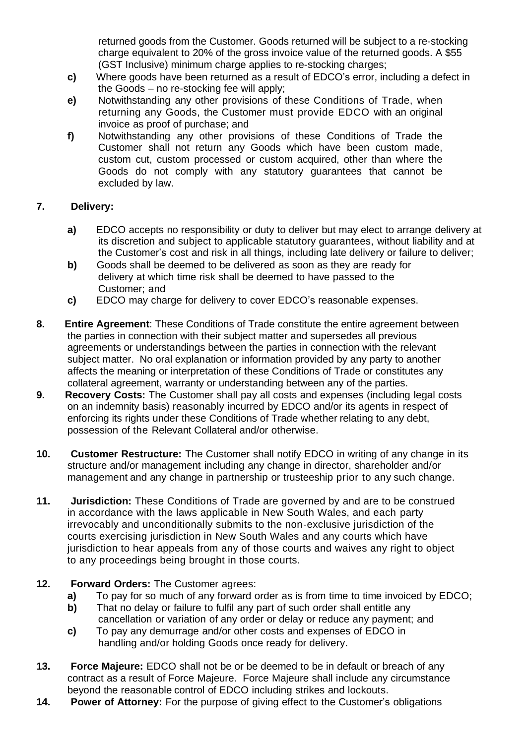returned goods from the Customer. Goods returned will be subject to a re-stocking charge equivalent to 20% of the gross invoice value of the returned goods. A $55 (GST Inclusive) minimum charge applies to re-stocking charges;

- **c)** Where goods have been returned as a result of EDCO's error, including a defect in the Goods – no re-stocking fee will apply;
- **e)** Notwithstanding any other provisions of these Conditions of Trade, when returning any Goods, the Customer must provide EDCO with an original invoice as proof of purchase; and
- **f)** Notwithstanding any other provisions of these Conditions of Trade the Customer shall not return any Goods which have been custom made, custom cut, custom processed or custom acquired, other than where the Goods do not comply with any statutory guarantees that cannot be excluded by law.

**7. Delivery:**

- **a)** EDCO accepts no responsibility or duty to deliver but may elect to arrange delivery at its discretion and subject to applicable statutory guarantees, without liability and at the Customer's cost and risk in all things, including late delivery or failure to deliver;
- **b)** Goods shall be deemed to be delivered as soon as they are ready for delivery at which time risk shall be deemed to have passed to the Customer; and
- **c)** EDCO may charge for delivery to cover EDCO's reasonable expenses.

**8. Entire Agreement**: These Conditions of Trade constitute the entire agreement between the parties in connection with their subject matter and supersedes all previous agreements or understandings between the parties in connection with the relevant subject matter. No oral explanation or information provided by any party to another affects the meaning or interpretation of these Conditions of Trade or constitutes any collateral agreement, warranty or understanding between any of the parties.

**9. Recovery Costs:** The Customer shall pay all costs and expenses (including legal costs on an indemnity basis) reasonably incurred by EDCO and/or its agents in respect of enforcing its rights under these Conditions of Trade whether relating to any debt, possession of the Relevant Collateral and/or otherwise.

**10. Customer Restructure:** The Customer shall notify EDCO in writing of any change in its structure and/or management including any change in director, shareholder and/or management and any change in partnership or trusteeship prior to any such change.

**11. Jurisdiction:** These Conditions of Trade are governed by and are to be construed in accordance with the laws applicable in New South Wales, and each party irrevocably and unconditionally submits to the non-exclusive jurisdiction of the courts exercising jurisdiction in New South Wales and any courts which have jurisdiction to hear appeals from any of those courts and waives any right to object to any proceedings being brought in those courts.

**12. Forward Orders:** The Customer agrees:

- **a)** To pay for so much of any forward order as is from time to time invoiced by EDCO;
- **b)** That no delay or failure to fulfil any part of such order shall entitle any cancellation or variation of any order or delay or reduce any payment; and
- **c)** To pay any demurrage and/or other costs and expenses of EDCO in handling and/or holding Goods once ready for delivery.

**13. Force Majeure:** EDCO shall not be or be deemed to be in default or breach of any contract as a result of Force Majeure. Force Majeure shall include any circumstance beyond the reasonable control of EDCO including strikes and lockouts.

**14. Power of Attorney:** For the purpose of giving effect to the Customer's obligations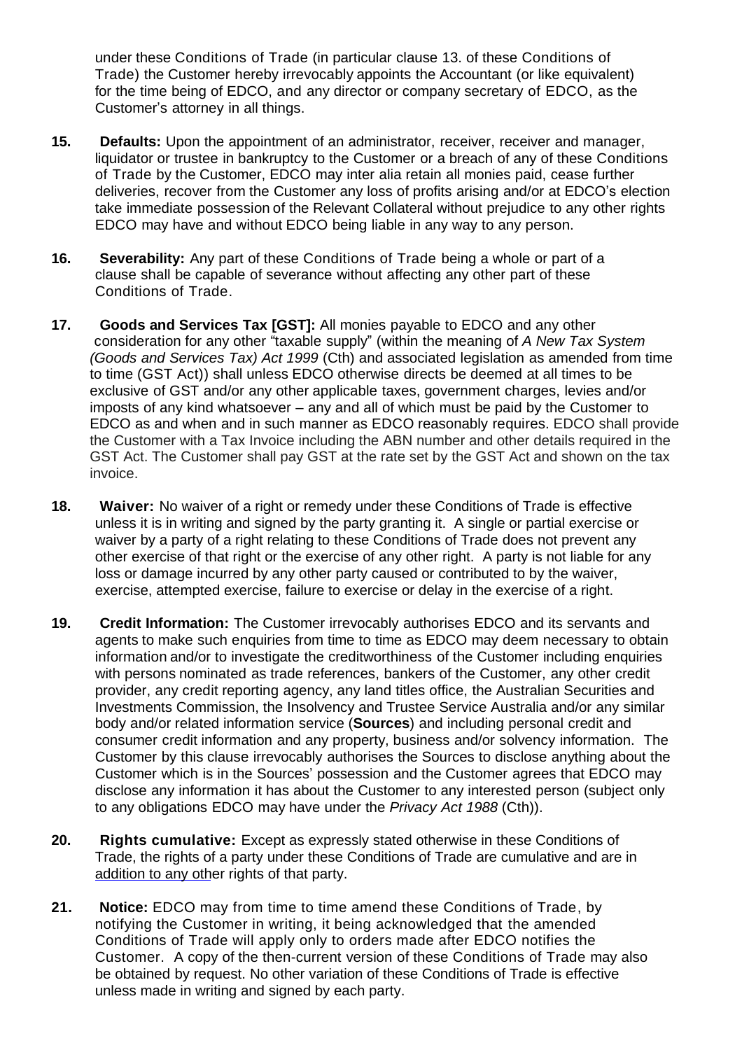under these Conditions of Trade (in particular clause 13. of these Conditions of Trade) the Customer hereby irrevocably appoints the Accountant (or like equivalent) for the time being of EDCO, and any director or company secretary of EDCO, as the Customer's attorney in all things.

**15. Defaults:** Upon the appointment of an administrator, receiver, receiver and manager, liquidator or trustee in bankruptcy to the Customer or a breach of any of these Conditions of Trade by the Customer, EDCO may inter alia retain all monies paid, cease further deliveries, recover from the Customer any loss of profits arising and/or at EDCO's election take immediate possession of the Relevant Collateral without prejudice to any other rights EDCO may have and without EDCO being liable in any way to any person.

**16. Severability:** Any part of these Conditions of Trade being a whole or part of a clause shall be capable of severance without affecting any other part of these Conditions of Trade.

**17. Goods and Services Tax [GST]:** All monies payable to EDCO and any other consideration for any other "taxable supply" (within the meaning of *A New Tax System (Goods and Services Tax) Act 1999* (Cth) and associated legislation as amended from time to time (GST Act)) shall unless EDCO otherwise directs be deemed at all times to be exclusive of GST and/or any other applicable taxes, government charges, levies and/or imposts of any kind whatsoever – any and all of which must be paid by the Customer to EDCO as and when and in such manner as EDCO reasonably requires. EDCO shall provide the Customer with a Tax Invoice including the ABN number and other details required in the GST Act. The Customer shall pay GST at the rate set by the GST Act and shown on the tax invoice.

**18. Waiver:** No waiver of a right or remedy under these Conditions of Trade is effective unless it is in writing and signed by the party granting it. A single or partial exercise or waiver by a party of a right relating to these Conditions of Trade does not prevent any other exercise of that right or the exercise of any other right. A party is not liable for any loss or damage incurred by any other party caused or contributed to by the waiver, exercise, attempted exercise, failure to exercise or delay in the exercise of a right.

**19. Credit Information:** The Customer irrevocably authorises EDCO and its servants and agents to make such enquiries from time to time as EDCO may deem necessary to obtain information and/or to investigate the creditworthiness of the Customer including enquiries with persons nominated as trade references, bankers of the Customer, any other credit provider, any credit reporting agency, any land titles office, the Australian Securities and Investments Commission, the Insolvency and Trustee Service Australia and/or any similar body and/or related information service (**Sources**) and including personal credit and consumer credit information and any property, business and/or solvency information. The Customer by this clause irrevocably authorises the Sources to disclose anything about the Customer which is in the Sources' possession and the Customer agrees that EDCO may disclose any information it has about the Customer to any interested person (subject only to any obligations EDCO may have under the *Privacy Act 1988* (Cth)).

**20. Rights cumulative:** Except as expressly stated otherwise in these Conditions of Trade, the rights of a party under these Conditions of Trade are cumulative and are in addition to any other rights of that party.

**21. Notice:** EDCO may from time to time amend these Conditions of Trade, by notifying the Customer in writing, it being acknowledged that the amended Conditions of Trade will apply only to orders made after EDCO notifies the Customer. A copy of the then-current version of these Conditions of Trade may also be obtained by request. No other variation of these Conditions of Trade is effective unless made in writing and signed by each party.